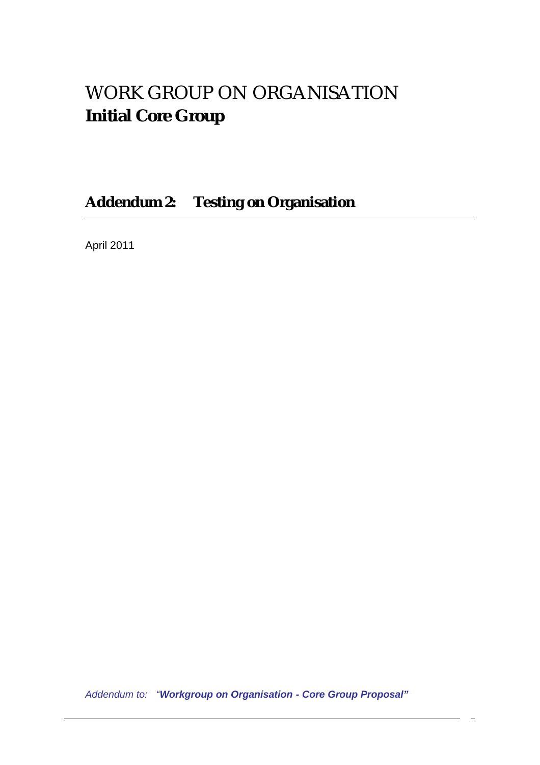# WORK GROUP ON ORGANISATION
**Initial Core Group**

## Addendum 2: Testing on Organisation

April 2011

*Addendum to: "**Workgroup on Organisation - Core Group Proposal"***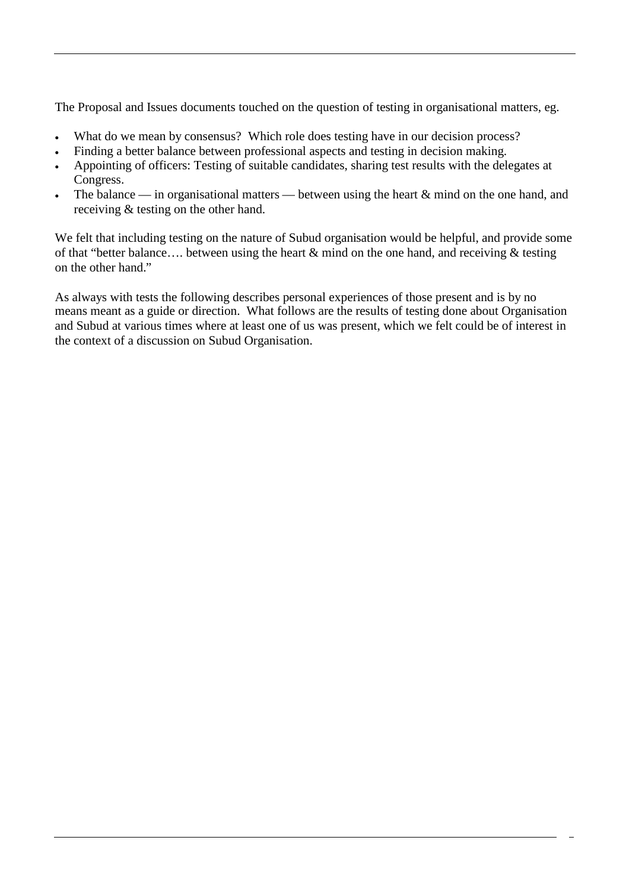The Proposal and Issues documents touched on the question of testing in organisational matters, eg.

- What do we mean by consensus?  Which role does testing have in our decision process?
- Finding a better balance between professional aspects and testing in decision making.
- Appointing of officers: Testing of suitable candidates, sharing test results with the delegates at Congress.
- The balance — in organisational matters — between using the heart & mind on the one hand, and receiving & testing on the other hand.

We felt that including testing on the nature of Subud organisation would be helpful, and provide some of that "better balance…. between using the heart & mind on the one hand, and receiving & testing on the other hand."

As always with tests the following describes personal experiences of those present and is by no means meant as a guide or direction.  What follows are the results of testing done about Organisation and Subud at various times where at least one of us was present, which we felt could be of interest in the context of a discussion on Subud Organisation.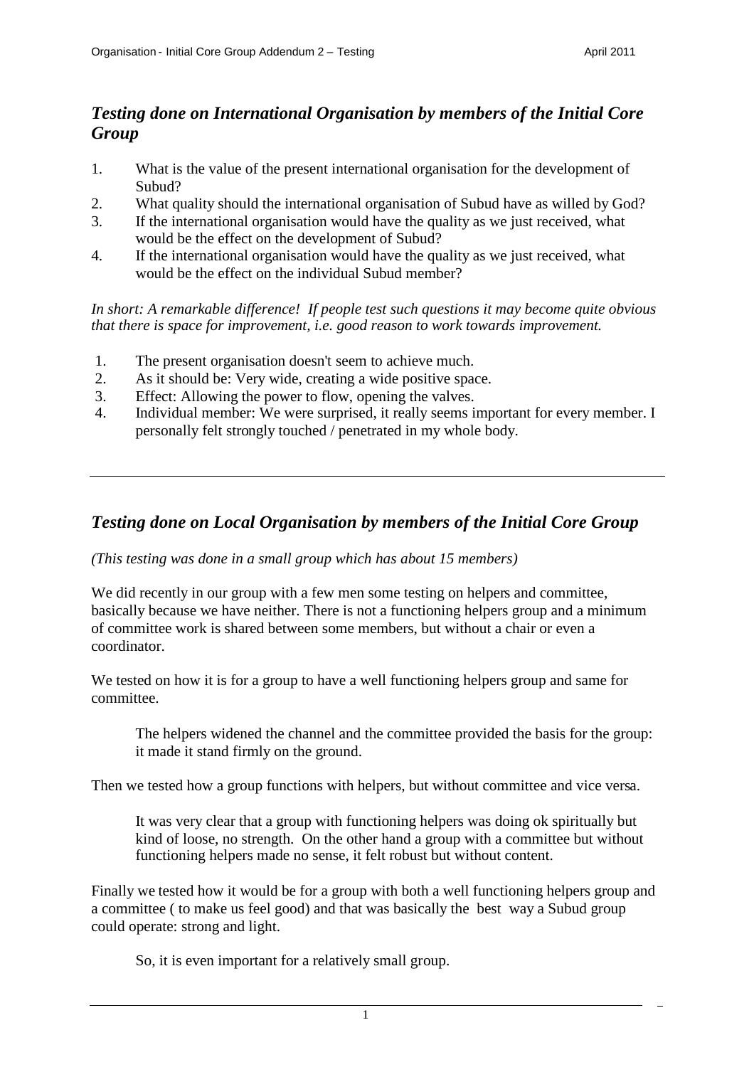## *Testing done on International Organisation by members of the Initial Core Group*

1. What is the value of the present international organisation for the development of Subud?
2. What quality should the international organisation of Subud have as willed by God?
3. If the international organisation would have the quality as we just received, what would be the effect on the development of Subud?
4. If the international organisation would have the quality as we just received, what would be the effect on the individual Subud member?

*In short: A remarkable difference! If people test such questions it may become quite obvious that there is space for improvement, i.e. good reason to work towards improvement.*

1. The present organisation doesn't seem to achieve much.
2. As it should be: Very wide, creating a wide positive space.
3. Effect: Allowing the power to flow, opening the valves.
4. Individual member: We were surprised, it really seems important for every member. I personally felt strongly touched / penetrated in my whole body.

---

## *Testing done on Local Organisation by members of the Initial Core Group*

*(This testing was done in a small group which has about 15 members)*

We did recently in our group with a few men some testing on helpers and committee, basically because we have neither. There is not a functioning helpers group and a minimum of committee work is shared between some members, but without a chair or even a coordinator.

We tested on how it is for a group to have a well functioning helpers group and same for committee.

> The helpers widened the channel and the committee provided the basis for the group: it made it stand firmly on the ground.

Then we tested how a group functions with helpers, but without committee and vice versa.

> It was very clear that a group with functioning helpers was doing ok spiritually but kind of loose, no strength. On the other hand a group with a committee but without functioning helpers made no sense, it felt robust but without content.

Finally we tested how it would be for a group with both a well functioning helpers group and a committee ( to make us feel good) and that was basically the best way a Subud group could operate: strong and light.

> So, it is even important for a relatively small group.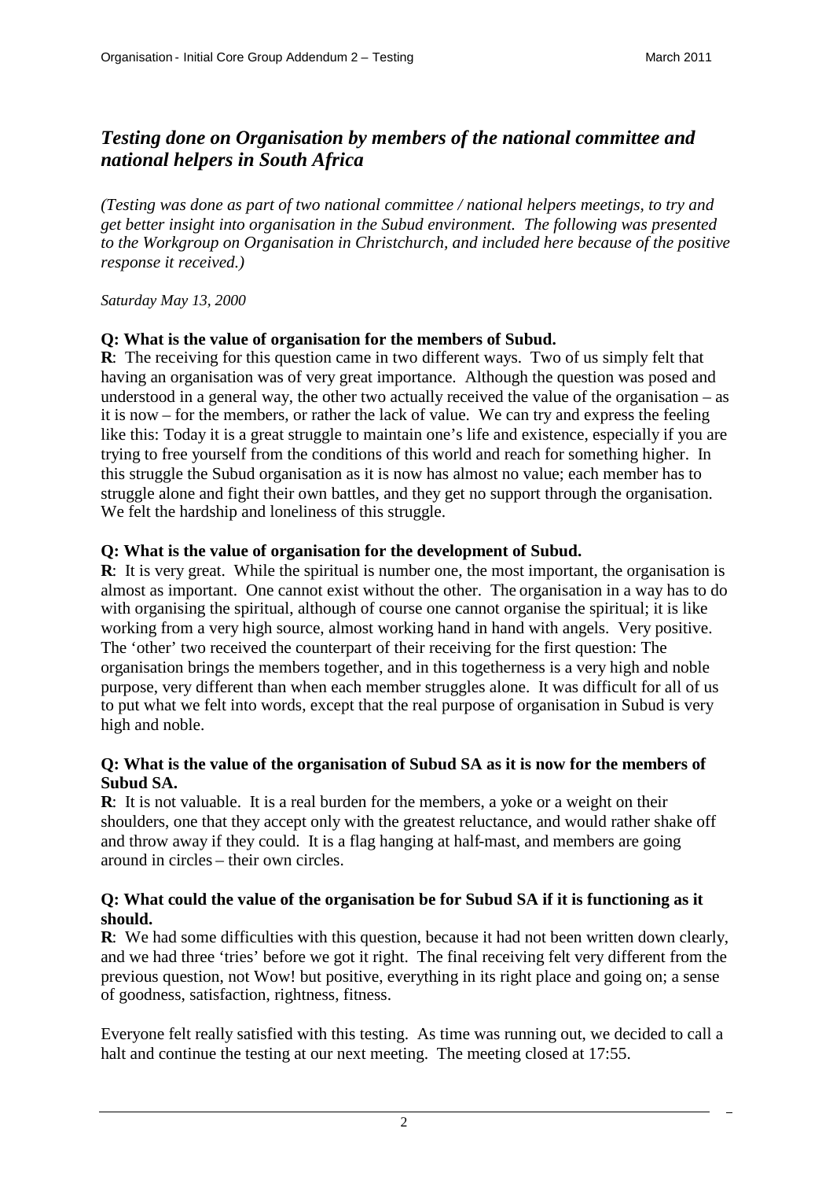## *Testing done on Organisation by members of the national committee and national helpers in South Africa*

*(Testing was done as part of two national committee / national helpers meetings, to try and get better insight into organisation in the Subud environment. The following was presented to the Workgroup on Organisation in Christchurch, and included here because of the positive response it received.)*

*Saturday May 13, 2000*

**Q: What is the value of organisation for the members of Subud.**

**R**: The receiving for this question came in two different ways. Two of us simply felt that having an organisation was of very great importance. Although the question was posed and understood in a general way, the other two actually received the value of the organisation – as it is now – for the members, or rather the lack of value. We can try and express the feeling like this: Today it is a great struggle to maintain one's life and existence, especially if you are trying to free yourself from the conditions of this world and reach for something higher. In this struggle the Subud organisation as it is now has almost no value; each member has to struggle alone and fight their own battles, and they get no support through the organisation. We felt the hardship and loneliness of this struggle.

**Q: What is the value of organisation for the development of Subud.**

**R**: It is very great. While the spiritual is number one, the most important, the organisation is almost as important. One cannot exist without the other. The organisation in a way has to do with organising the spiritual, although of course one cannot organise the spiritual; it is like working from a very high source, almost working hand in hand with angels. Very positive. The 'other' two received the counterpart of their receiving for the first question: The organisation brings the members together, and in this togetherness is a very high and noble purpose, very different than when each member struggles alone. It was difficult for all of us to put what we felt into words, except that the real purpose of organisation in Subud is very high and noble.

**Q: What is the value of the organisation of Subud SA as it is now for the members of Subud SA.**

**R**: It is not valuable. It is a real burden for the members, a yoke or a weight on their shoulders, one that they accept only with the greatest reluctance, and would rather shake off and throw away if they could. It is a flag hanging at half-mast, and members are going around in circles – their own circles.

**Q: What could the value of the organisation be for Subud SA if it is functioning as it should.**

**R**: We had some difficulties with this question, because it had not been written down clearly, and we had three 'tries' before we got it right. The final receiving felt very different from the previous question, not Wow! but positive, everything in its right place and going on; a sense of goodness, satisfaction, rightness, fitness.

Everyone felt really satisfied with this testing. As time was running out, we decided to call a halt and continue the testing at our next meeting. The meeting closed at 17:55.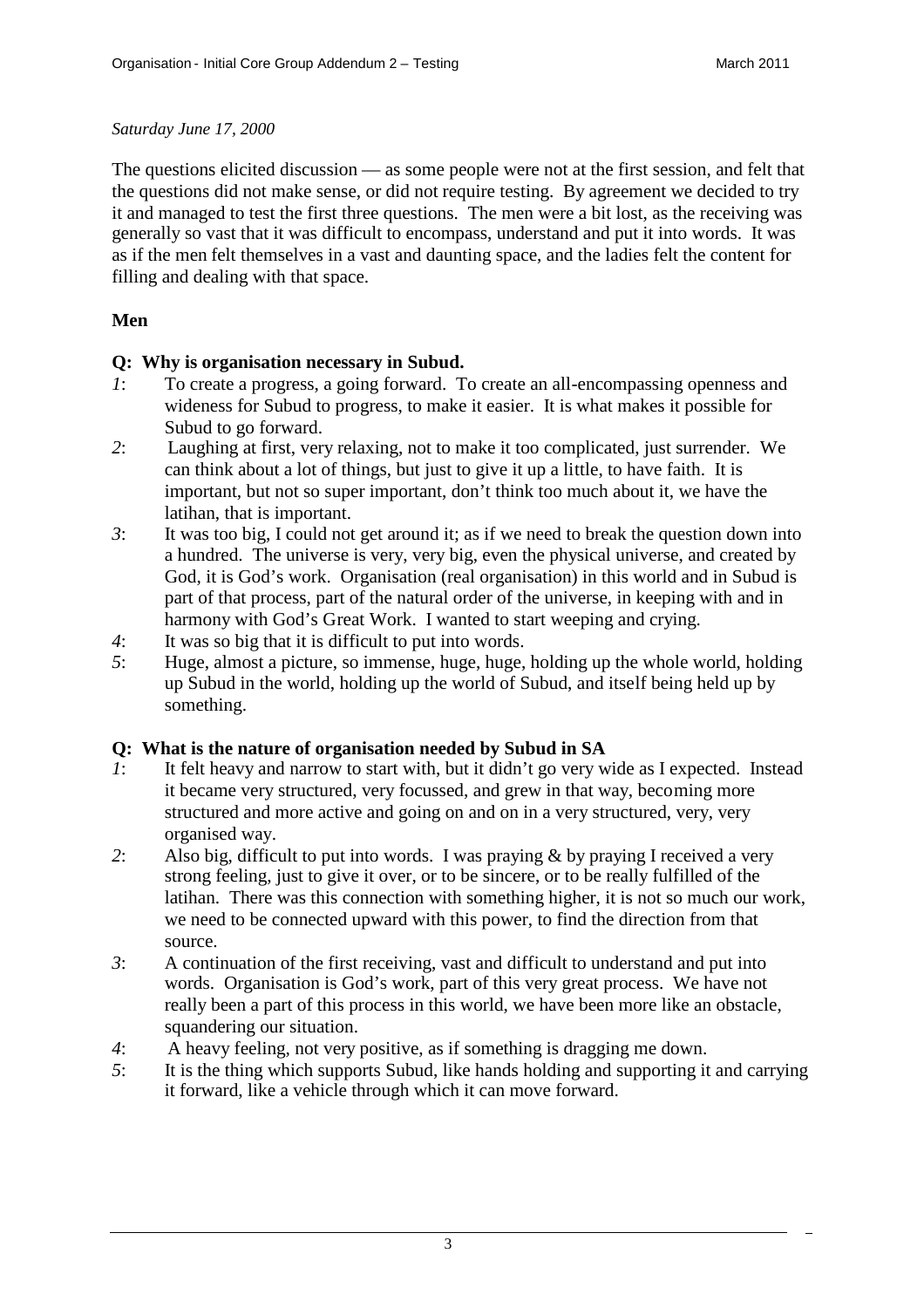*Saturday June 17, 2000*

The questions elicited discussion — as some people were not at the first session, and felt that the questions did not make sense, or did not require testing. By agreement we decided to try it and managed to test the first three questions. The men were a bit lost, as the receiving was generally so vast that it was difficult to encompass, understand and put it into words. It was as if the men felt themselves in a vast and daunting space, and the ladies felt the content for filling and dealing with that space.

**Men**

**Q: Why is organisation necessary in Subud.**

*1*: To create a progress, a going forward. To create an all-encompassing openness and wideness for Subud to progress, to make it easier. It is what makes it possible for Subud to go forward.

*2*: Laughing at first, very relaxing, not to make it too complicated, just surrender. We can think about a lot of things, but just to give it up a little, to have faith. It is important, but not so super important, don't think too much about it, we have the latihan, that is important.

*3*: It was too big, I could not get around it; as if we need to break the question down into a hundred. The universe is very, very big, even the physical universe, and created by God, it is God's work. Organisation (real organisation) in this world and in Subud is part of that process, part of the natural order of the universe, in keeping with and in harmony with God's Great Work. I wanted to start weeping and crying.

*4*: It was so big that it is difficult to put into words.

*5*: Huge, almost a picture, so immense, huge, huge, holding up the whole world, holding up Subud in the world, holding up the world of Subud, and itself being held up by something.

**Q: What is the nature of organisation needed by Subud in SA**

*1*: It felt heavy and narrow to start with, but it didn't go very wide as I expected. Instead it became very structured, very focussed, and grew in that way, becoming more structured and more active and going on and on in a very structured, very, very organised way.

*2*: Also big, difficult to put into words. I was praying & by praying I received a very strong feeling, just to give it over, or to be sincere, or to be really fulfilled of the latihan. There was this connection with something higher, it is not so much our work, we need to be connected upward with this power, to find the direction from that source.

*3*: A continuation of the first receiving, vast and difficult to understand and put into words. Organisation is God's work, part of this very great process. We have not really been a part of this process in this world, we have been more like an obstacle, squandering our situation.

*4*: A heavy feeling, not very positive, as if something is dragging me down.

*5*: It is the thing which supports Subud, like hands holding and supporting it and carrying it forward, like a vehicle through which it can move forward.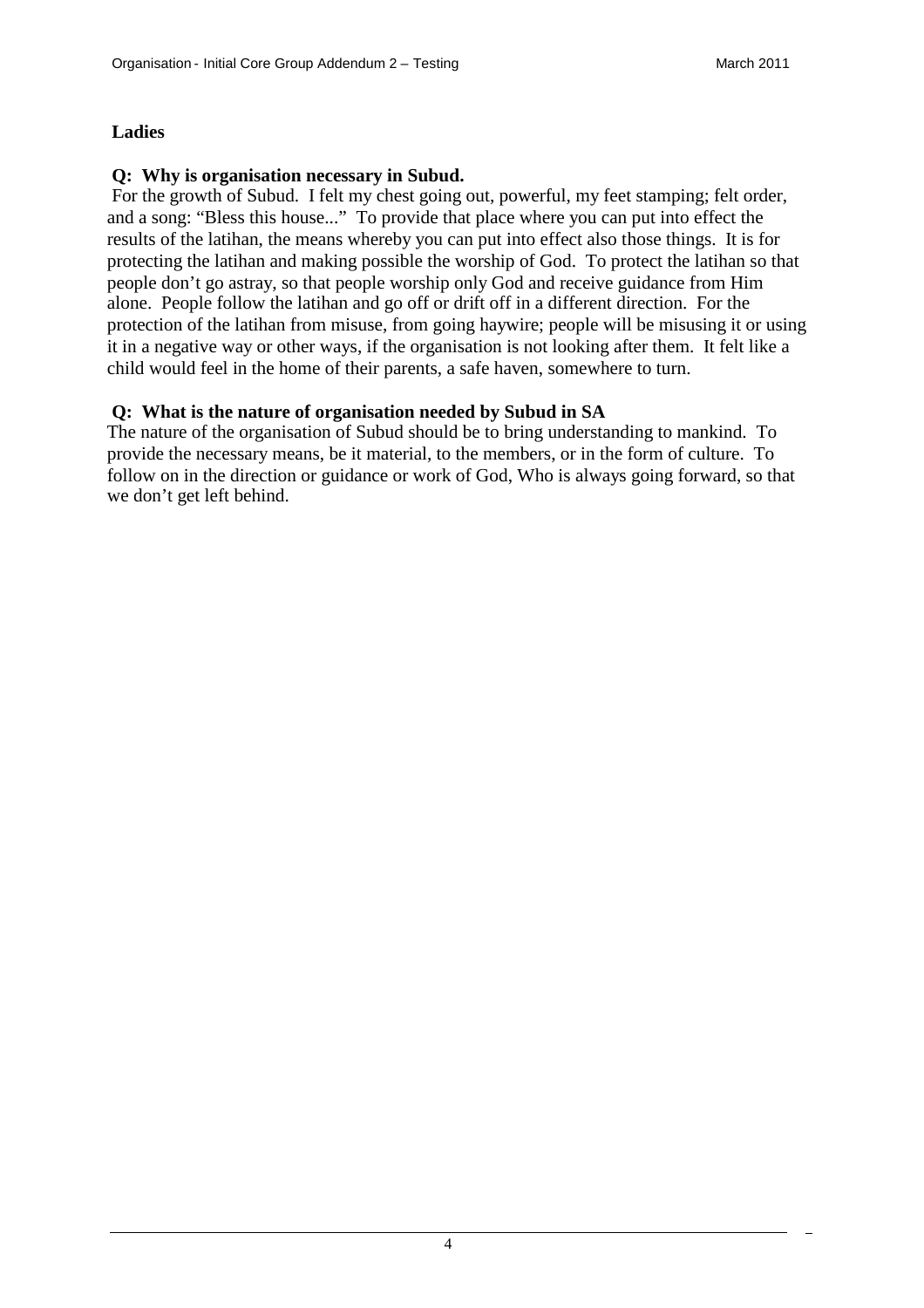**Ladies**

**Q: Why is organisation necessary in Subud.**

For the growth of Subud. I felt my chest going out, powerful, my feet stamping; felt order, and a song: "Bless this house..." To provide that place where you can put into effect the results of the latihan, the means whereby you can put into effect also those things. It is for protecting the latihan and making possible the worship of God. To protect the latihan so that people don't go astray, so that people worship only God and receive guidance from Him alone. People follow the latihan and go off or drift off in a different direction. For the protection of the latihan from misuse, from going haywire; people will be misusing it or using it in a negative way or other ways, if the organisation is not looking after them. It felt like a child would feel in the home of their parents, a safe haven, somewhere to turn.

**Q: What is the nature of organisation needed by Subud in SA**

The nature of the organisation of Subud should be to bring understanding to mankind. To provide the necessary means, be it material, to the members, or in the form of culture. To follow on in the direction or guidance or work of God, Who is always going forward, so that we don't get left behind.